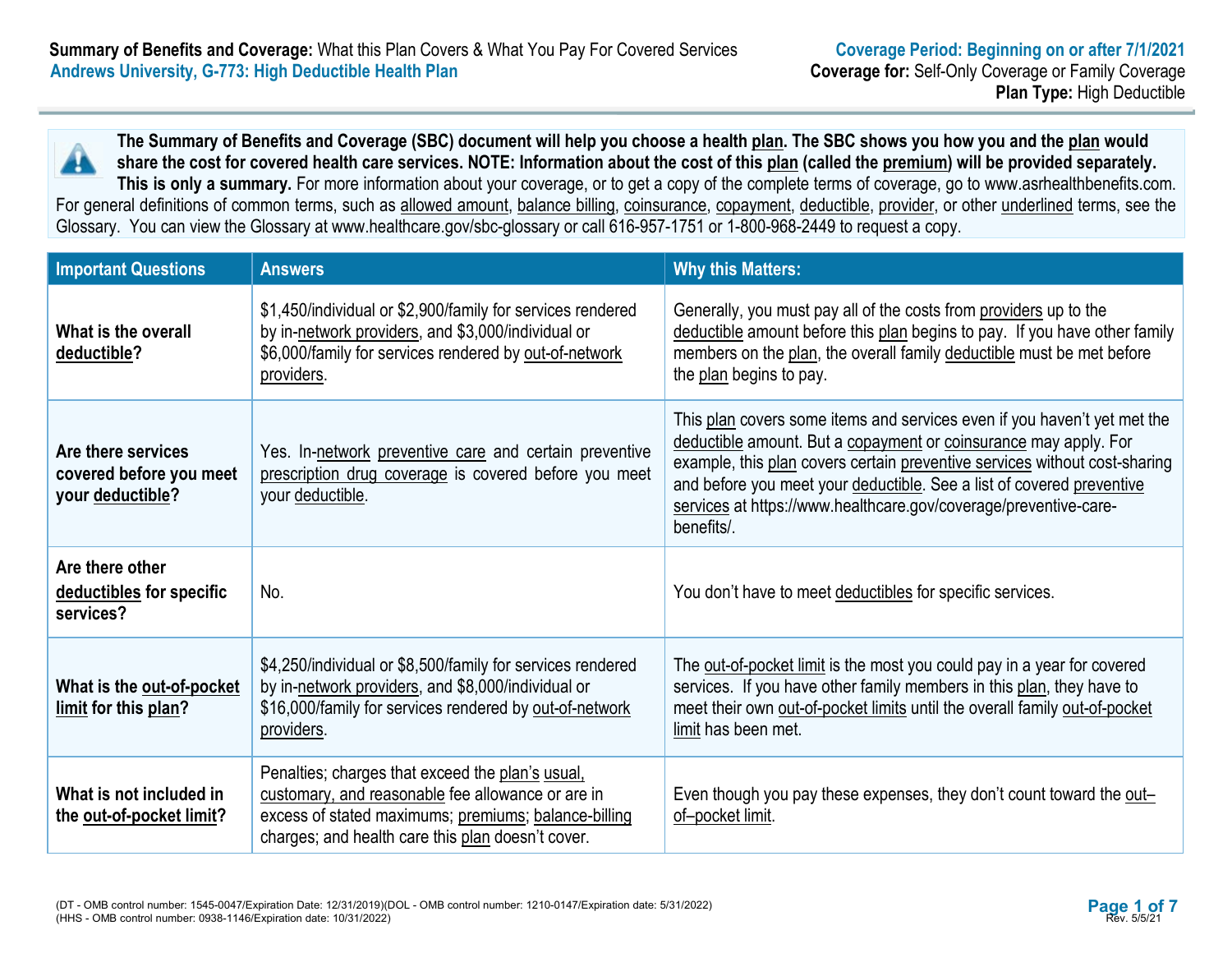**Summary of Benefits and Coverage:** What this Plan Covers & What You Pay For Covered Services
**Andrews University, G-773: High Deductible Health Plan**

**Coverage Period: Beginning on or after 7/1/2021**
**Coverage for:** Self-Only Coverage or Family Coverage
**Plan Type:** High Deductible

**The Summary of Benefits and Coverage (SBC) document will help you choose a health plan. The SBC shows you how you and the plan would share the cost for covered health care services. NOTE: Information about the cost of this plan (called the premium) will be provided separately. This is only a summary.** For more information about your coverage, or to get a copy of the complete terms of coverage, go to www.asrhealthbenefits.com. For general definitions of common terms, such as allowed amount, balance billing, coinsurance, copayment, deductible, provider, or other underlined terms, see the Glossary. You can view the Glossary at www.healthcare.gov/sbc-glossary or call 616-957-1751 or 1-800-968-2449 to request a copy.

| Important Questions | Answers | Why this Matters: |
|---|---|---|
| **What is the overall deductible?** | $1,450/individual or $2,900/family for services rendered by in-network providers, and $3,000/individual or $6,000/family for services rendered by out-of-network providers. | Generally, you must pay all of the costs from providers up to the deductible amount before this plan begins to pay. If you have other family members on the plan, the overall family deductible must be met before the plan begins to pay. |
| **Are there services covered before you meet your deductible?** | Yes. In-network preventive care and certain preventive prescription drug coverage is covered before you meet your deductible. | This plan covers some items and services even if you haven't yet met the deductible amount. But a copayment or coinsurance may apply. For example, this plan covers certain preventive services without cost-sharing and before you meet your deductible. See a list of covered preventive services at https://www.healthcare.gov/coverage/preventive-care-benefits/. |
| **Are there other deductibles for specific services?** | No. | You don't have to meet deductibles for specific services. |
| **What is the out-of-pocket limit for this plan?** | $4,250/individual or $8,500/family for services rendered by in-network providers, and $8,000/individual or $16,000/family for services rendered by out-of-network providers. | The out-of-pocket limit is the most you could pay in a year for covered services. If you have other family members in this plan, they have to meet their own out-of-pocket limits until the overall family out-of-pocket limit has been met. |
| **What is not included in the out-of-pocket limit?** | Penalties; charges that exceed the plan's usual, customary, and reasonable fee allowance or are in excess of stated maximums; premiums; balance-billing charges; and health care this plan doesn't cover. | Even though you pay these expenses, they don't count toward the out–of–pocket limit. |

(DT - OMB control number: 1545-0047/Expiration Date: 12/31/2019)(DOL - OMB control number: 1210-0147/Expiration date: 5/31/2022)
(HHS - OMB control number: 0938-1146/Expiration date: 10/31/2022)

Rev. 5/5/21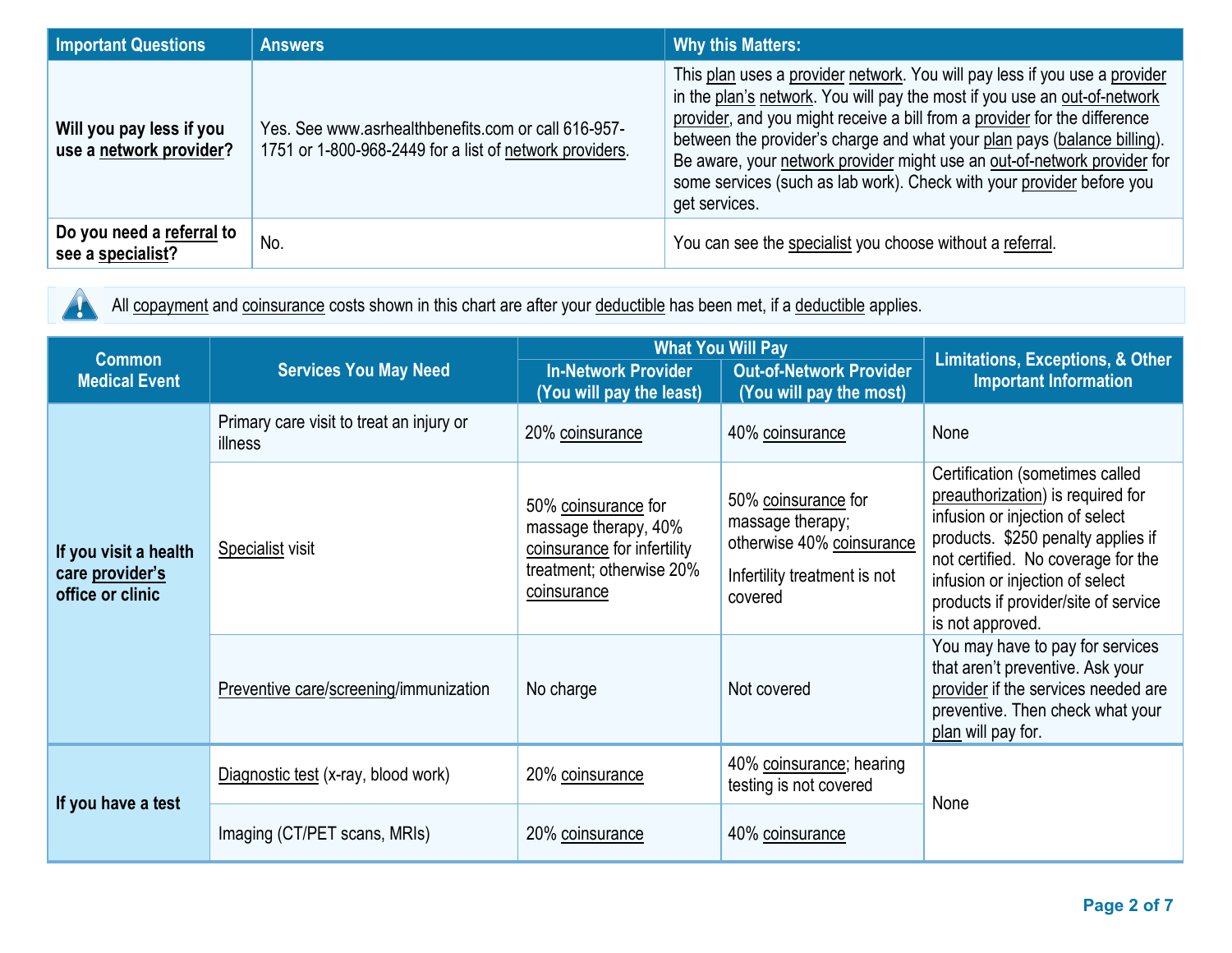| Important Questions | Answers | Why this Matters: |
|---|---|---|
| **Will you pay less if you use a network provider?** | Yes. See www.asrhealthbenefits.com or call 616-957-1751 or 1-800-968-2449 for a list of network providers. | This plan uses a provider network. You will pay less if you use a provider in the plan's network. You will pay the most if you use an out-of-network provider, and you might receive a bill from a provider for the difference between the provider's charge and what your plan pays (balance billing). Be aware, your network provider might use an out-of-network provider for some services (such as lab work). Check with your provider before you get services. |
| **Do you need a referral to see a specialist?** | No. | You can see the specialist you choose without a referral. |

All copayment and coinsurance costs shown in this chart are after your deductible has been met, if a deductible applies.

| Common Medical Event | Services You May Need | What You Will Pay | | Limitations, Exceptions, & Other Important Information |
|---|---|---|---|---|
| | | In-Network Provider (You will pay the least) | Out-of-Network Provider (You will pay the most) | |
| **If you visit a health care provider's office or clinic** | Primary care visit to treat an injury or illness | 20% coinsurance | 40% coinsurance | None |
| | Specialist visit | 50% coinsurance for massage therapy, 40% coinsurance for infertility treatment; otherwise 20% coinsurance | 50% coinsurance for massage therapy; otherwise 40% coinsurance<br>Infertility treatment is not covered | Certification (sometimes called preauthorization) is required for infusion or injection of select products. $250 penalty applies if not certified. No coverage for the infusion or injection of select products if provider/site of service is not approved. |
| | Preventive care/screening/immunization | No charge | Not covered | You may have to pay for services that aren't preventive. Ask your provider if the services needed are preventive. Then check what your plan will pay for. |
| **If you have a test** | Diagnostic test (x-ray, blood work) | 20% coinsurance | 40% coinsurance; hearing testing is not covered | None |
| | Imaging (CT/PET scans, MRIs) | 20% coinsurance | 40% coinsurance | |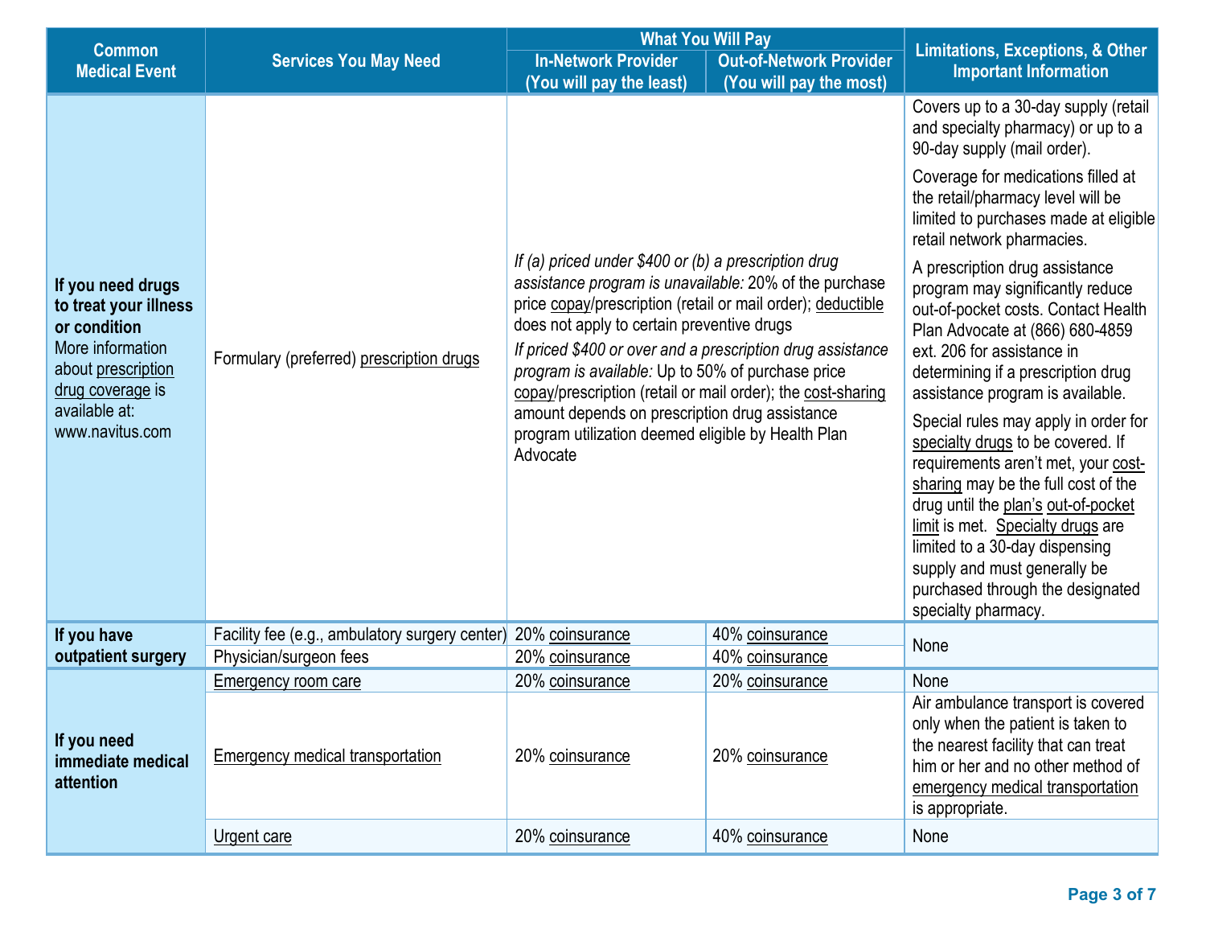| Common Medical Event | Services You May Need | What You Will Pay | | Limitations, Exceptions, & Other Important Information |
|---|---|---|---|---|
| | | In-Network Provider (You will pay the least) | Out-of-Network Provider (You will pay the most) | |
| **If you need drugs to treat your illness or condition** More information about prescription drug coverage is available at: www.navitus.com | Formulary (preferred) prescription drugs | *If (a) priced under $400 or (b) a prescription drug assistance program is unavailable:* 20% of the purchase price copay/prescription (retail or mail order); deductible does not apply to certain preventive drugs *If priced $400 or over and a prescription drug assistance program is available:* Up to 50% of purchase price copay/prescription (retail or mail order); the cost-sharing amount depends on prescription drug assistance program utilization deemed eligible by Health Plan Advocate | | Covers up to a 30-day supply (retail and specialty pharmacy) or up to a 90-day supply (mail order). Coverage for medications filled at the retail/pharmacy level will be limited to purchases made at eligible retail network pharmacies. A prescription drug assistance program may significantly reduce out-of-pocket costs. Contact Health Plan Advocate at (866) 680-4859 ext. 206 for assistance in determining if a prescription drug assistance program is available. Special rules may apply in order for specialty drugs to be covered. If requirements aren't met, your cost-sharing may be the full cost of the drug until the plan's out-of-pocket limit is met. Specialty drugs are limited to a 30-day dispensing supply and must generally be purchased through the designated specialty pharmacy. |
| **If you have outpatient surgery** | Facility fee (e.g., ambulatory surgery center) | 20% coinsurance | 40% coinsurance | None |
| | Physician/surgeon fees | 20% coinsurance | 40% coinsurance | |
| **If you need immediate medical attention** | Emergency room care | 20% coinsurance | 20% coinsurance | None |
| | Emergency medical transportation | 20% coinsurance | 20% coinsurance | Air ambulance transport is covered only when the patient is taken to the nearest facility that can treat him or her and no other method of emergency medical transportation is appropriate. |
| | Urgent care | 20% coinsurance | 40% coinsurance | None |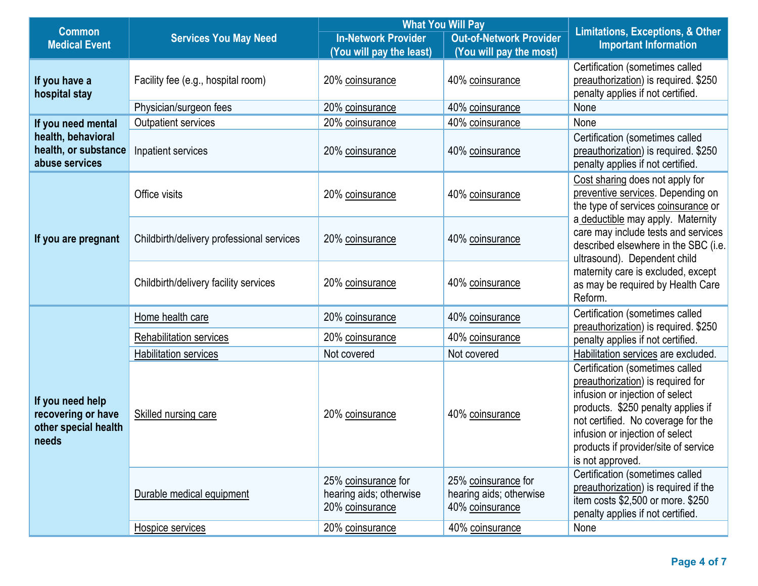| Common Medical Event | Services You May Need | What You Will Pay | | Limitations, Exceptions, & Other Important Information |
|---|---|---|---|---|
| | | In-Network Provider (You will pay the least) | Out-of-Network Provider (You will pay the most) | |
| If you have a hospital stay | Facility fee (e.g., hospital room) | 20% coinsurance | 40% coinsurance | Certification (sometimes called preauthorization) is required. $250 penalty applies if not certified. |
| | Physician/surgeon fees | 20% coinsurance | 40% coinsurance | None |
| If you need mental health, behavioral health, or substance abuse services | Outpatient services | 20% coinsurance | 40% coinsurance | None |
| | Inpatient services | 20% coinsurance | 40% coinsurance | Certification (sometimes called preauthorization) is required. $250 penalty applies if not certified. |
| If you are pregnant | Office visits | 20% coinsurance | 40% coinsurance | Cost sharing does not apply for preventive services. Depending on the type of services coinsurance or a deductible may apply. Maternity care may include tests and services described elsewhere in the SBC (i.e. ultrasound). Dependent child maternity care is excluded, except as may be required by Health Care Reform. |
| | Childbirth/delivery professional services | 20% coinsurance | 40% coinsurance | |
| | Childbirth/delivery facility services | 20% coinsurance | 40% coinsurance | |
| If you need help recovering or have other special health needs | Home health care | 20% coinsurance | 40% coinsurance | Certification (sometimes called preauthorization) is required. $250 penalty applies if not certified. |
| | Rehabilitation services | 20% coinsurance | 40% coinsurance | |
| | Habilitation services | Not covered | Not covered | Habilitation services are excluded. |
| | Skilled nursing care | 20% coinsurance | 40% coinsurance | Certification (sometimes called preauthorization) is required for infusion or injection of select products. $250 penalty applies if not certified. No coverage for the infusion or injection of select products if provider/site of service is not approved. |
| | Durable medical equipment | 25% coinsurance for hearing aids; otherwise 20% coinsurance | 25% coinsurance for hearing aids; otherwise 40% coinsurance | Certification (sometimes called preauthorization) is required if the item costs $2,500 or more. $250 penalty applies if not certified. |
| | Hospice services | 20% coinsurance | 40% coinsurance | None |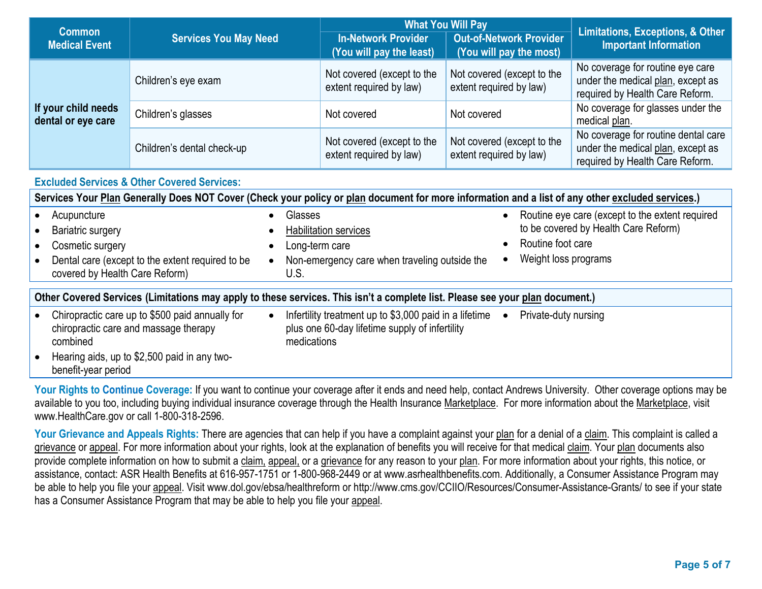| Common Medical Event | Services You May Need | What You Will Pay | | Limitations, Exceptions, & Other Important Information |
|---|---|---|---|---|
| | | In-Network Provider (You will pay the least) | Out-of-Network Provider (You will pay the most) | |
| If your child needs dental or eye care | Children's eye exam | Not covered (except to the extent required by law) | Not covered (except to the extent required by law) | No coverage for routine eye care under the medical plan, except as required by Health Care Reform. |
| | Children's glasses | Not covered | Not covered | No coverage for glasses under the medical plan. |
| | Children's dental check-up | Not covered (except to the extent required by law) | Not covered (except to the extent required by law) | No coverage for routine dental care under the medical plan, except as required by Health Care Reform. |

### Excluded Services & Other Covered Services:

**Services Your Plan Generally Does NOT Cover (Check your policy or plan document for more information and a list of any other excluded services.)**

- Acupuncture
- Bariatric surgery
- Cosmetic surgery
- Dental care (except to the extent required to be covered by Health Care Reform)
- Glasses
- Habilitation services
- Long-term care
- Non-emergency care when traveling outside the U.S.
- Routine eye care (except to the extent required to be covered by Health Care Reform)
- Routine foot care
- Weight loss programs

**Other Covered Services (Limitations may apply to these services. This isn't a complete list. Please see your plan document.)**

- Chiropractic care up to $500 paid annually for chiropractic care and massage therapy combined
- Hearing aids, up to $2,500 paid in any two-benefit-year period
- Infertility treatment up to $3,000 paid in a lifetime plus one 60-day lifetime supply of infertility medications
- Private-duty nursing

**Your Rights to Continue Coverage:** If you want to continue your coverage after it ends and need help, contact Andrews University. Other coverage options may be available to you too, including buying individual insurance coverage through the Health Insurance Marketplace. For more information about the Marketplace, visit www.HealthCare.gov or call 1-800-318-2596.

**Your Grievance and Appeals Rights:** There are agencies that can help if you have a complaint against your plan for a denial of a claim. This complaint is called a grievance or appeal. For more information about your rights, look at the explanation of benefits you will receive for that medical claim. Your plan documents also provide complete information on how to submit a claim, appeal, or a grievance for any reason to your plan. For more information about your rights, this notice, or assistance, contact: ASR Health Benefits at 616-957-1751 or 1-800-968-2449 or at www.asrhealthbenefits.com. Additionally, a Consumer Assistance Program may be able to help you file your appeal. Visit www.dol.gov/ebsa/healthreform or http://www.cms.gov/CCIIO/Resources/Consumer-Assistance-Grants/ to see if your state has a Consumer Assistance Program that may be able to help you file your appeal.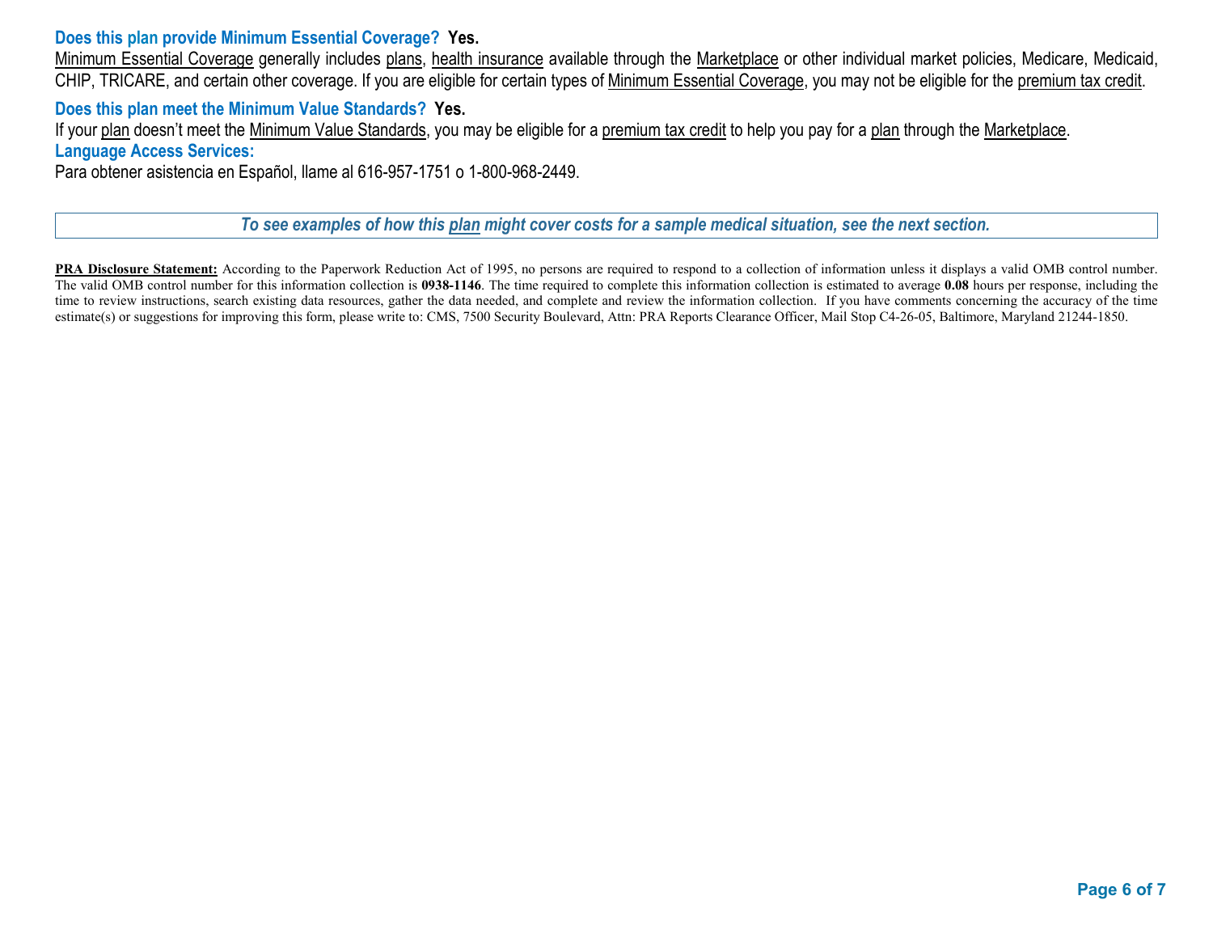### Does this plan provide Minimum Essential Coverage? **Yes.**

Minimum Essential Coverage generally includes plans, health insurance available through the Marketplace or other individual market policies, Medicare, Medicaid, CHIP, TRICARE, and certain other coverage. If you are eligible for certain types of Minimum Essential Coverage, you may not be eligible for the premium tax credit.

### Does this plan meet the Minimum Value Standards? **Yes.**

If your plan doesn't meet the Minimum Value Standards, you may be eligible for a premium tax credit to help you pay for a plan through the Marketplace.

### Language Access Services:

Para obtener asistencia en Español, llame al 616-957-1751 o 1-800-968-2449.

***To see examples of how this plan might cover costs for a sample medical situation, see the next section.***

**PRA Disclosure Statement:** According to the Paperwork Reduction Act of 1995, no persons are required to respond to a collection of information unless it displays a valid OMB control number. The valid OMB control number for this information collection is **0938-1146**. The time required to complete this information collection is estimated to average **0.08** hours per response, including the time to review instructions, search existing data resources, gather the data needed, and complete and review the information collection. If you have comments concerning the accuracy of the time estimate(s) or suggestions for improving this form, please write to: CMS, 7500 Security Boulevard, Attn: PRA Reports Clearance Officer, Mail Stop C4-26-05, Baltimore, Maryland 21244-1850.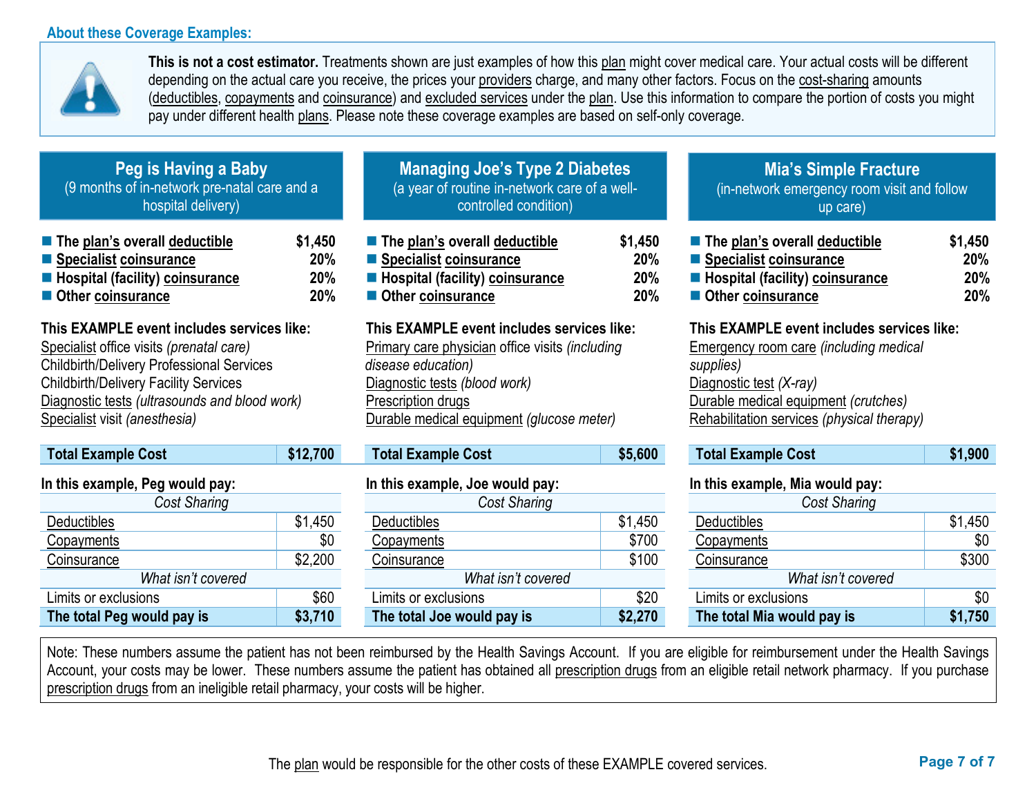## About these Coverage Examples:

**This is not a cost estimator.** Treatments shown are just examples of how this plan might cover medical care. Your actual costs will be different depending on the actual care you receive, the prices your providers charge, and many other factors. Focus on the cost-sharing amounts (deductibles, copayments and coinsurance) and excluded services under the plan. Use this information to compare the portion of costs you might pay under different health plans. Please note these coverage examples are based on self-only coverage.

### Peg is Having a Baby
(9 months of in-network pre-natal care and a hospital delivery)

- **The plan's overall deductible** **$1,450**
- **Specialist coinsurance** **20%**
- **Hospital (facility) coinsurance** **20%**
- **Other coinsurance** **20%**

**This EXAMPLE event includes services like:**
Specialist office visits *(prenatal care)*
Childbirth/Delivery Professional Services
Childbirth/Delivery Facility Services
Diagnostic tests *(ultrasounds and blood work)*
Specialist visit *(anesthesia)*

| **Total Example Cost** | **$12,700** |
|---|---|

**In this example, Peg would pay:**

| *Cost Sharing* | |
|---|---|
| Deductibles | $1,450 |
| Copayments | $0 |
| Coinsurance | $2,200 |
| *What isn't covered* | |
| Limits or exclusions | $60 |
| **The total Peg would pay is** | **$3,710** |

### Managing Joe's Type 2 Diabetes
(a year of routine in-network care of a well-controlled condition)

- **The plan's overall deductible** **$1,450**
- **Specialist coinsurance** **20%**
- **Hospital (facility) coinsurance** **20%**
- **Other coinsurance** **20%**

**This EXAMPLE event includes services like:**
Primary care physician office visits *(including disease education)*
Diagnostic tests *(blood work)*
Prescription drugs
Durable medical equipment *(glucose meter)*

| **Total Example Cost** | **$5,600** |
|---|---|

**In this example, Joe would pay:**

| *Cost Sharing* | |
|---|---|
| Deductibles | $1,450 |
| Copayments | $700 |
| Coinsurance | $100 |
| *What isn't covered* | |
| Limits or exclusions | $20 |
| **The total Joe would pay is** | **$2,270** |

### Mia's Simple Fracture
(in-network emergency room visit and follow up care)

- **The plan's overall deductible** **$1,450**
- **Specialist coinsurance** **20%**
- **Hospital (facility) coinsurance** **20%**
- **Other coinsurance** **20%**

**This EXAMPLE event includes services like:**
Emergency room care *(including medical supplies)*
Diagnostic test *(X-ray)*
Durable medical equipment *(crutches)*
Rehabilitation services *(physical therapy)*

| **Total Example Cost** | **$1,900** |
|---|---|

**In this example, Mia would pay:**

| *Cost Sharing* | |
|---|---|
| Deductibles | $1,450 |
| Copayments | $0 |
| Coinsurance | $300 |
| *What isn't covered* | |
| Limits or exclusions | $0 |
| **The total Mia would pay is** | **$1,750** |

Note: These numbers assume the patient has not been reimbursed by the Health Savings Account. If you are eligible for reimbursement under the Health Savings Account, your costs may be lower. These numbers assume the patient has obtained all prescription drugs from an eligible retail network pharmacy. If you purchase prescription drugs from an ineligible retail pharmacy, your costs will be higher.

The plan would be responsible for the other costs of these EXAMPLE covered services.